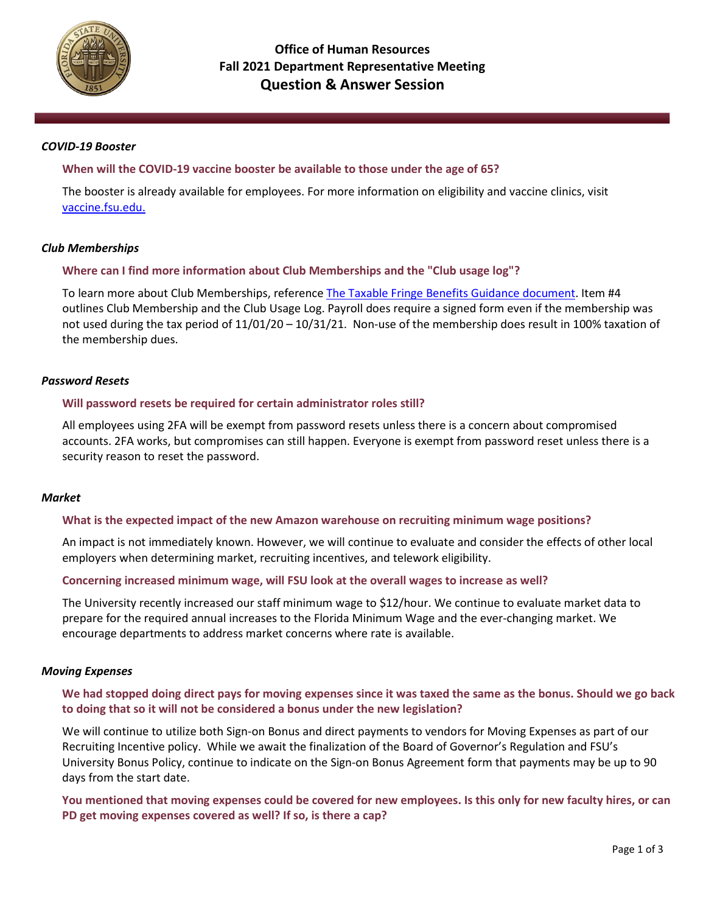# Office of Human Resources
## Fall 2021 Department Representative Meeting
## Question & Answer Session

### *COVID-19 Booster*

**When will the COVID-19 vaccine booster be available to those under the age of 65?**

The booster is already available for employees. For more information on eligibility and vaccine clinics, visit vaccine.fsu.edu.

### *Club Memberships*

**Where can I find more information about Club Memberships and the "Club usage log"?**

To learn more about Club Memberships, reference The Taxable Fringe Benefits Guidance document. Item #4 outlines Club Membership and the Club Usage Log. Payroll does require a signed form even if the membership was not used during the tax period of 11/01/20 – 10/31/21. Non-use of the membership does result in 100% taxation of the membership dues.

### *Password Resets*

**Will password resets be required for certain administrator roles still?**

All employees using 2FA will be exempt from password resets unless there is a concern about compromised accounts. 2FA works, but compromises can still happen. Everyone is exempt from password reset unless there is a security reason to reset the password.

### *Market*

**What is the expected impact of the new Amazon warehouse on recruiting minimum wage positions?**

An impact is not immediately known. However, we will continue to evaluate and consider the effects of other local employers when determining market, recruiting incentives, and telework eligibility.

**Concerning increased minimum wage, will FSU look at the overall wages to increase as well?**

The University recently increased our staff minimum wage to $12/hour. We continue to evaluate market data to prepare for the required annual increases to the Florida Minimum Wage and the ever-changing market. We encourage departments to address market concerns where rate is available.

### *Moving Expenses*

**We had stopped doing direct pays for moving expenses since it was taxed the same as the bonus. Should we go back to doing that so it will not be considered a bonus under the new legislation?**

We will continue to utilize both Sign-on Bonus and direct payments to vendors for Moving Expenses as part of our Recruiting Incentive policy. While we await the finalization of the Board of Governor's Regulation and FSU's University Bonus Policy, continue to indicate on the Sign-on Bonus Agreement form that payments may be up to 90 days from the start date.

**You mentioned that moving expenses could be covered for new employees. Is this only for new faculty hires, or can PD get moving expenses covered as well? If so, is there a cap?**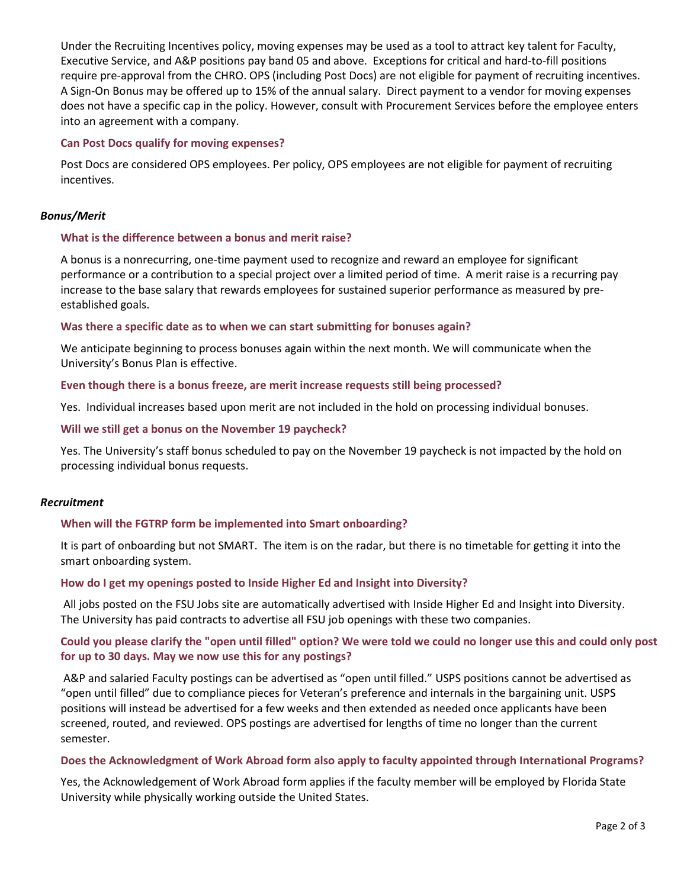Under the Recruiting Incentives policy, moving expenses may be used as a tool to attract key talent for Faculty, Executive Service, and A&P positions pay band 05 and above. Exceptions for critical and hard-to-fill positions require pre-approval from the CHRO. OPS (including Post Docs) are not eligible for payment of recruiting incentives. A Sign-On Bonus may be offered up to 15% of the annual salary. Direct payment to a vendor for moving expenses does not have a specific cap in the policy. However, consult with Procurement Services before the employee enters into an agreement with a company.

**Can Post Docs qualify for moving expenses?**

Post Docs are considered OPS employees. Per policy, OPS employees are not eligible for payment of recruiting incentives.

### *Bonus/Merit*

**What is the difference between a bonus and merit raise?**

A bonus is a nonrecurring, one-time payment used to recognize and reward an employee for significant performance or a contribution to a special project over a limited period of time. A merit raise is a recurring pay increase to the base salary that rewards employees for sustained superior performance as measured by pre-established goals.

**Was there a specific date as to when we can start submitting for bonuses again?**

We anticipate beginning to process bonuses again within the next month. We will communicate when the University's Bonus Plan is effective.

**Even though there is a bonus freeze, are merit increase requests still being processed?**

Yes. Individual increases based upon merit are not included in the hold on processing individual bonuses.

**Will we still get a bonus on the November 19 paycheck?**

Yes. The University's staff bonus scheduled to pay on the November 19 paycheck is not impacted by the hold on processing individual bonus requests.

### *Recruitment*

**When will the FGTRP form be implemented into Smart onboarding?**

It is part of onboarding but not SMART. The item is on the radar, but there is no timetable for getting it into the smart onboarding system.

**How do I get my openings posted to Inside Higher Ed and Insight into Diversity?**

All jobs posted on the FSU Jobs site are automatically advertised with Inside Higher Ed and Insight into Diversity. The University has paid contracts to advertise all FSU job openings with these two companies.

**Could you please clarify the "open until filled" option? We were told we could no longer use this and could only post for up to 30 days. May we now use this for any postings?**

A&P and salaried Faculty postings can be advertised as "open until filled." USPS positions cannot be advertised as "open until filled" due to compliance pieces for Veteran's preference and internals in the bargaining unit. USPS positions will instead be advertised for a few weeks and then extended as needed once applicants have been screened, routed, and reviewed. OPS postings are advertised for lengths of time no longer than the current semester.

**Does the Acknowledgment of Work Abroad form also apply to faculty appointed through International Programs?**

Yes, the Acknowledgement of Work Abroad form applies if the faculty member will be employed by Florida State University while physically working outside the United States.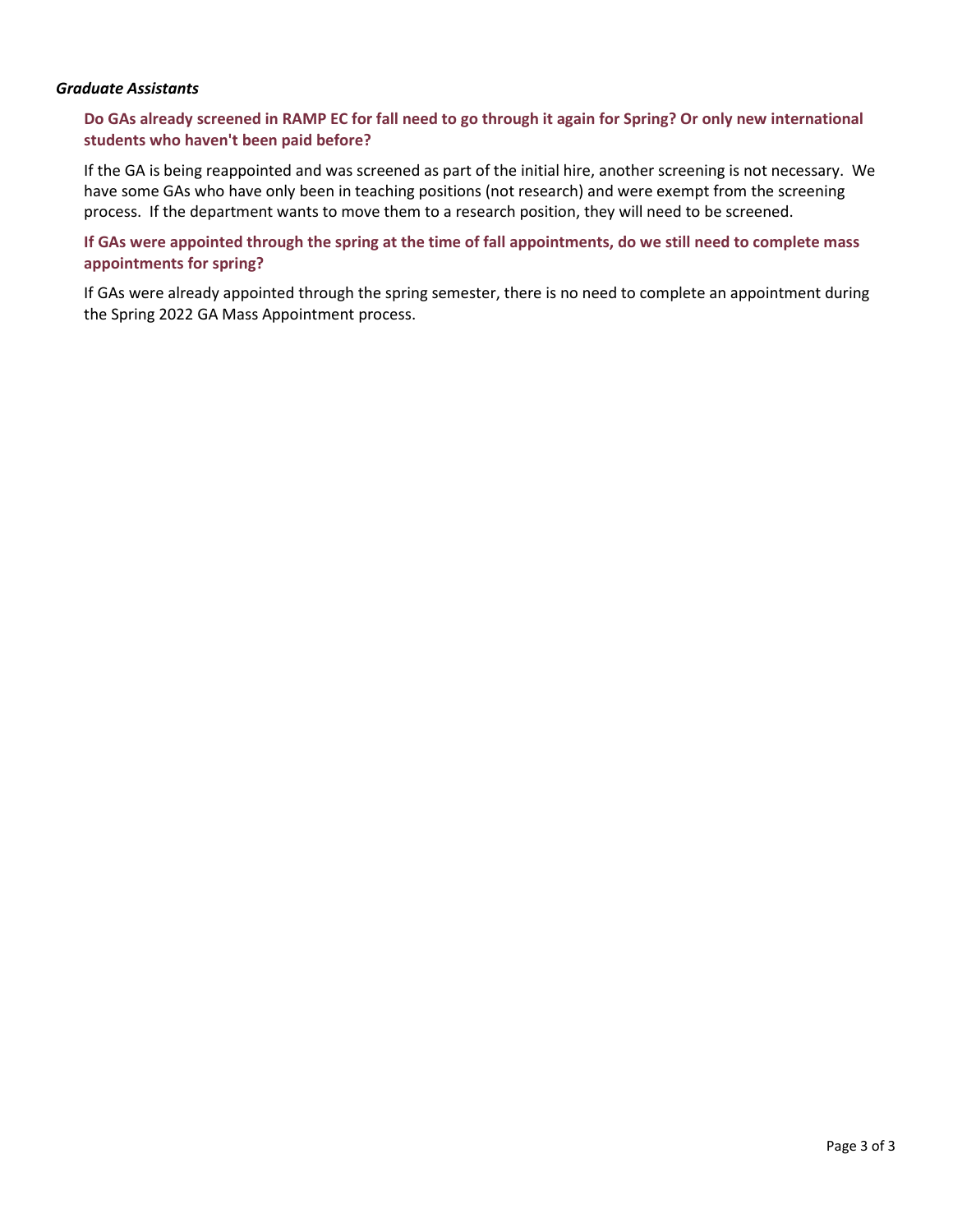*Graduate Assistants*

**Do GAs already screened in RAMP EC for fall need to go through it again for Spring? Or only new international students who haven't been paid before?**

If the GA is being reappointed and was screened as part of the initial hire, another screening is not necessary. We have some GAs who have only been in teaching positions (not research) and were exempt from the screening process. If the department wants to move them to a research position, they will need to be screened.

**If GAs were appointed through the spring at the time of fall appointments, do we still need to complete mass appointments for spring?**

If GAs were already appointed through the spring semester, there is no need to complete an appointment during the Spring 2022 GA Mass Appointment process.